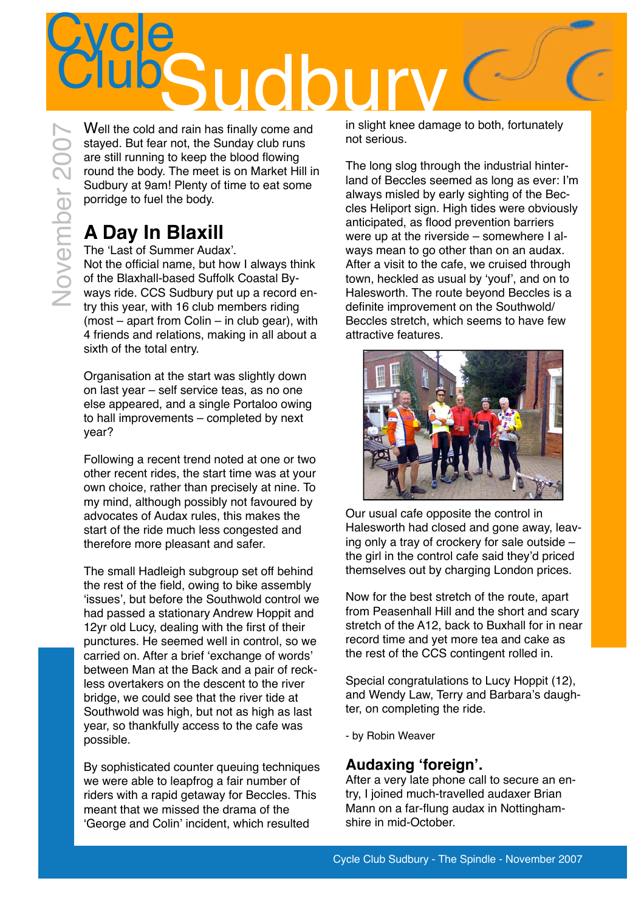# Cycle Club Sudbury

November 2007

Well the cold and rain has finally come and stayed. But fear not, the Sunday club runs are still running to keep the blood flowing round the body. The meet is on Market Hill in Sudbury at 9am! Plenty of time to eat some porridge to fuel the body.

## A Day In Blaxill

The 'Last of Summer Audax'.
Not the official name, but how I always think of the Blaxhall-based Suffolk Coastal Byways ride. CCS Sudbury put up a record entry this year, with 16 club members riding (most – apart from Colin – in club gear), with 4 friends and relations, making in all about a sixth of the total entry.

Organisation at the start was slightly down on last year – self service teas, as no one else appeared, and a single Portaloo owing to hall improvements – completed by next year?

Following a recent trend noted at one or two other recent rides, the start time was at your own choice, rather than precisely at nine. To my mind, although possibly not favoured by advocates of Audax rules, this makes the start of the ride much less congested and therefore more pleasant and safer.

The small Hadleigh subgroup set off behind the rest of the field, owing to bike assembly 'issues', but before the Southwold control we had passed a stationary Andrew Hoppit and 12yr old Lucy, dealing with the first of their punctures. He seemed well in control, so we carried on. After a brief 'exchange of words' between Man at the Back and a pair of reckless overtakers on the descent to the river bridge, we could see that the river tide at Southwold was high, but not as high as last year, so thankfully access to the cafe was possible.

By sophisticated counter queuing techniques we were able to leapfrog a fair number of riders with a rapid getaway for Beccles. This meant that we missed the drama of the 'George and Colin' incident, which resulted in slight knee damage to both, fortunately not serious.

The long slog through the industrial hinterland of Beccles seemed as long as ever: I'm always misled by early sighting of the Beccles Heliport sign. High tides were obviously anticipated, as flood prevention barriers were up at the riverside – somewhere I always mean to go other than on an audax. After a visit to the cafe, we cruised through town, heckled as usual by 'youf', and on to Halesworth. The route beyond Beccles is a definite improvement on the Southwold/ Beccles stretch, which seems to have few attractive features.

Our usual cafe opposite the control in Halesworth had closed and gone away, leaving only a tray of crockery for sale outside – the girl in the control cafe said they'd priced themselves out by charging London prices.

Now for the best stretch of the route, apart from Peasenhall Hill and the short and scary stretch of the A12, back to Buxhall for in near record time and yet more tea and cake as the rest of the CCS contingent rolled in.

Special congratulations to Lucy Hoppit (12), and Wendy Law, Terry and Barbara's daughter, on completing the ride.

- by Robin Weaver

## Audaxing 'foreign'.

After a very late phone call to secure an entry, I joined much-travelled audaxer Brian Mann on a far-flung audax in Nottinghamshire in mid-October.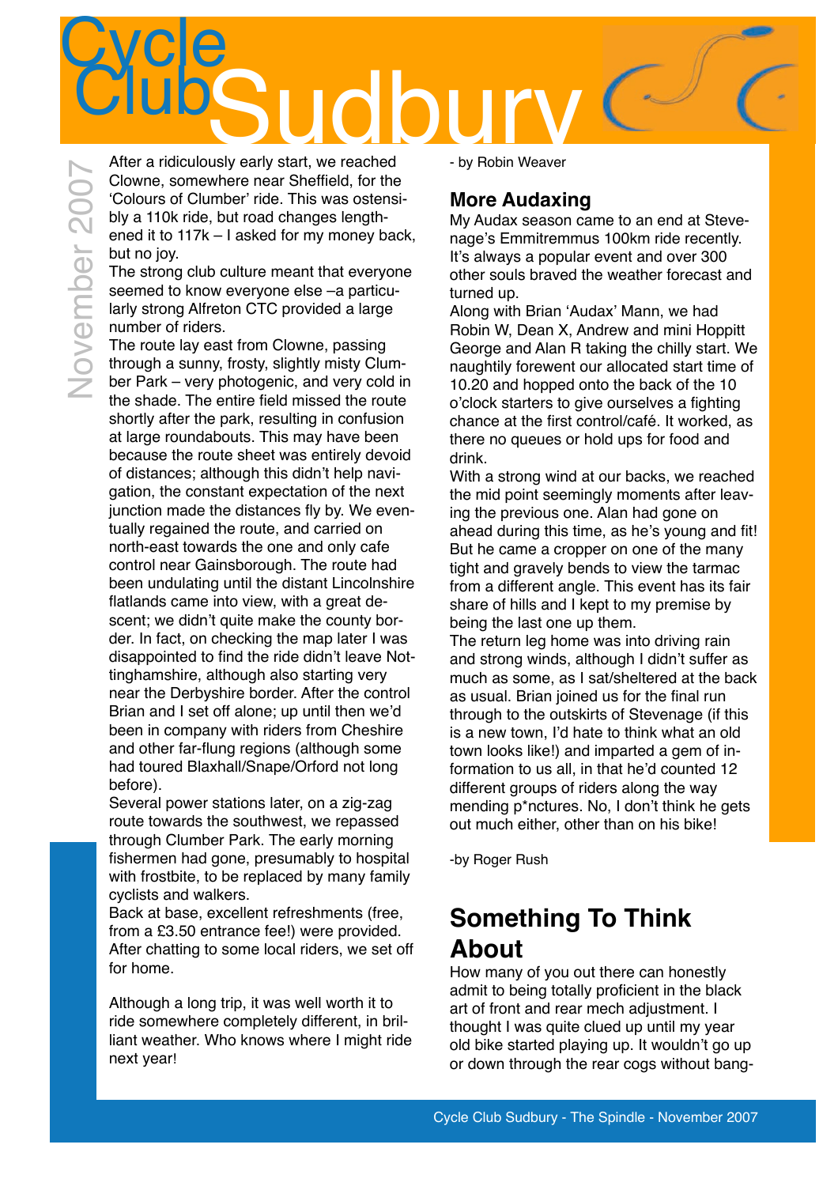After a ridiculously early start, we reached Clowne, somewhere near Sheffield, for the 'Colours of Clumber' ride. This was ostensibly a 110k ride, but road changes lengthened it to 117k – I asked for my money back, but no joy.

The strong club culture meant that everyone seemed to know everyone else –a particularly strong Alfreton CTC provided a large number of riders.

The route lay east from Clowne, passing through a sunny, frosty, slightly misty Clumber Park – very photogenic, and very cold in the shade. The entire field missed the route shortly after the park, resulting in confusion at large roundabouts. This may have been because the route sheet was entirely devoid of distances; although this didn't help navigation, the constant expectation of the next junction made the distances fly by. We eventually regained the route, and carried on north-east towards the one and only cafe control near Gainsborough. The route had been undulating until the distant Lincolnshire flatlands came into view, with a great descent; we didn't quite make the county border. In fact, on checking the map later I was disappointed to find the ride didn't leave Nottinghamshire, although also starting very near the Derbyshire border. After the control Brian and I set off alone; up until then we'd been in company with riders from Cheshire and other far-flung regions (although some had toured Blaxhall/Snape/Orford not long before).

Several power stations later, on a zig-zag route towards the southwest, we repassed through Clumber Park. The early morning fishermen had gone, presumably to hospital with frostbite, to be replaced by many family cyclists and walkers.

Back at base, excellent refreshments (free, from a £3.50 entrance fee!) were provided. After chatting to some local riders, we set off for home.

Although a long trip, it was well worth it to ride somewhere completely different, in brilliant weather. Who knows where I might ride next year!

- by Robin Weaver

## More Audaxing

My Audax season came to an end at Stevenage's Emmitremmus 100km ride recently. It's always a popular event and over 300 other souls braved the weather forecast and turned up.

Along with Brian 'Audax' Mann, we had Robin W, Dean X, Andrew and mini Hoppitt George and Alan R taking the chilly start. We naughtily forewent our allocated start time of 10.20 and hopped onto the back of the 10 o'clock starters to give ourselves a fighting chance at the first control/café. It worked, as there no queues or hold ups for food and drink.

With a strong wind at our backs, we reached the mid point seemingly moments after leaving the previous one. Alan had gone on ahead during this time, as he's young and fit! But he came a cropper on one of the many tight and gravely bends to view the tarmac from a different angle. This event has its fair share of hills and I kept to my premise by being the last one up them.

The return leg home was into driving rain and strong winds, although I didn't suffer as much as some, as I sat/sheltered at the back as usual. Brian joined us for the final run through to the outskirts of Stevenage (if this is a new town, I'd hate to think what an old town looks like!) and imparted a gem of information to us all, in that he'd counted 12 different groups of riders along the way mending p*nctures. No, I don't think he gets out much either, other than on his bike!

-by Roger Rush

## Something To Think About

How many of you out there can honestly admit to being totally proficient in the black art of front and rear mech adjustment. I thought I was quite clued up until my year old bike started playing up. It wouldn't go up or down through the rear cogs without bang-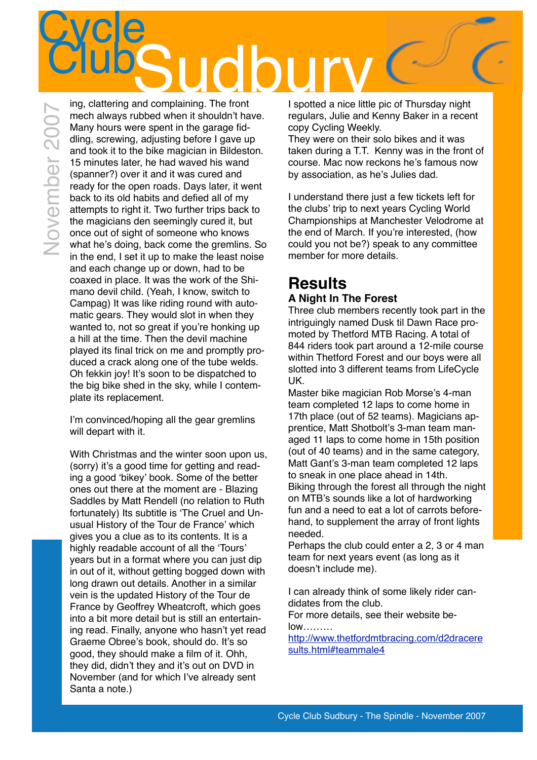ing, clattering and complaining. The front mech always rubbed when it shouldn't have. Many hours were spent in the garage fiddling, screwing, adjusting before I gave up and took it to the bike magician in Bildeston. 15 minutes later, he had waved his wand (spanner?) over it and it was cured and ready for the open roads. Days later, it went back to its old habits and defied all of my attempts to right it. Two further trips back to the magicians den seemingly cured it, but once out of sight of someone who knows what he's doing, back come the gremlins. So in the end, I set it up to make the least noise and each change up or down, had to be coaxed in place. It was the work of the Shimano devil child. (Yeah, I know, switch to Campag) It was like riding round with automatic gears. They would slot in when they wanted to, not so great if you're honking up a hill at the time. Then the devil machine played its final trick on me and promptly produced a crack along one of the tube welds. Oh fekkin joy! It's soon to be dispatched to the big bike shed in the sky, while I contemplate its replacement.

I'm convinced/hoping all the gear gremlins will depart with it.

With Christmas and the winter soon upon us, (sorry) it's a good time for getting and reading a good 'bikey' book. Some of the better ones out there at the moment are - Blazing Saddles by Matt Rendell (no relation to Ruth fortunately) Its subtitle is 'The Cruel and Unusual History of the Tour de France' which gives you a clue as to its contents. It is a highly readable account of all the 'Tours' years but in a format where you can just dip in out of it, without getting bogged down with long drawn out details. Another in a similar vein is the updated History of the Tour de France by Geoffrey Wheatcroft, which goes into a bit more detail but is still an entertaining read. Finally, anyone who hasn't yet read Graeme Obree's book, should do. It's so good, they should make a film of it. Ohh, they did, didn't they and it's out on DVD in November (and for which I've already sent Santa a note.)

I spotted a nice little pic of Thursday night regulars, Julie and Kenny Baker in a recent copy Cycling Weekly.
They were on their solo bikes and it was taken during a T.T. Kenny was in the front of course. Mac now reckons he's famous now by association, as he's Julies dad.

I understand there just a few tickets left for the clubs' trip to next years Cycling World Championships at Manchester Velodrome at the end of March. If you're interested, (how could you not be?) speak to any committee member for more details.

## Results

### A Night In The Forest

Three club members recently took part in the intriguingly named Dusk til Dawn Race promoted by Thetford MTB Racing. A total of 844 riders took part around a 12-mile course within Thetford Forest and our boys were all slotted into 3 different teams from LifeCycle UK.
Master bike magician Rob Morse's 4-man team completed 12 laps to come home in 17th place (out of 52 teams). Magicians apprentice, Matt Shotbolt's 3-man team managed 11 laps to come home in 15th position (out of 40 teams) and in the same category, Matt Gant's 3-man team completed 12 laps to sneak in one place ahead in 14th.
Biking through the forest all through the night on MTB's sounds like a lot of hardworking fun and a need to eat a lot of carrots beforehand, to supplement the array of front lights needed.
Perhaps the club could enter a 2, 3 or 4 man team for next years event (as long as it doesn't include me).

I can already think of some likely rider candidates from the club.
For more details, see their website below………
http://www.thetfordmtbracing.com/d2draceresults.html#teammale4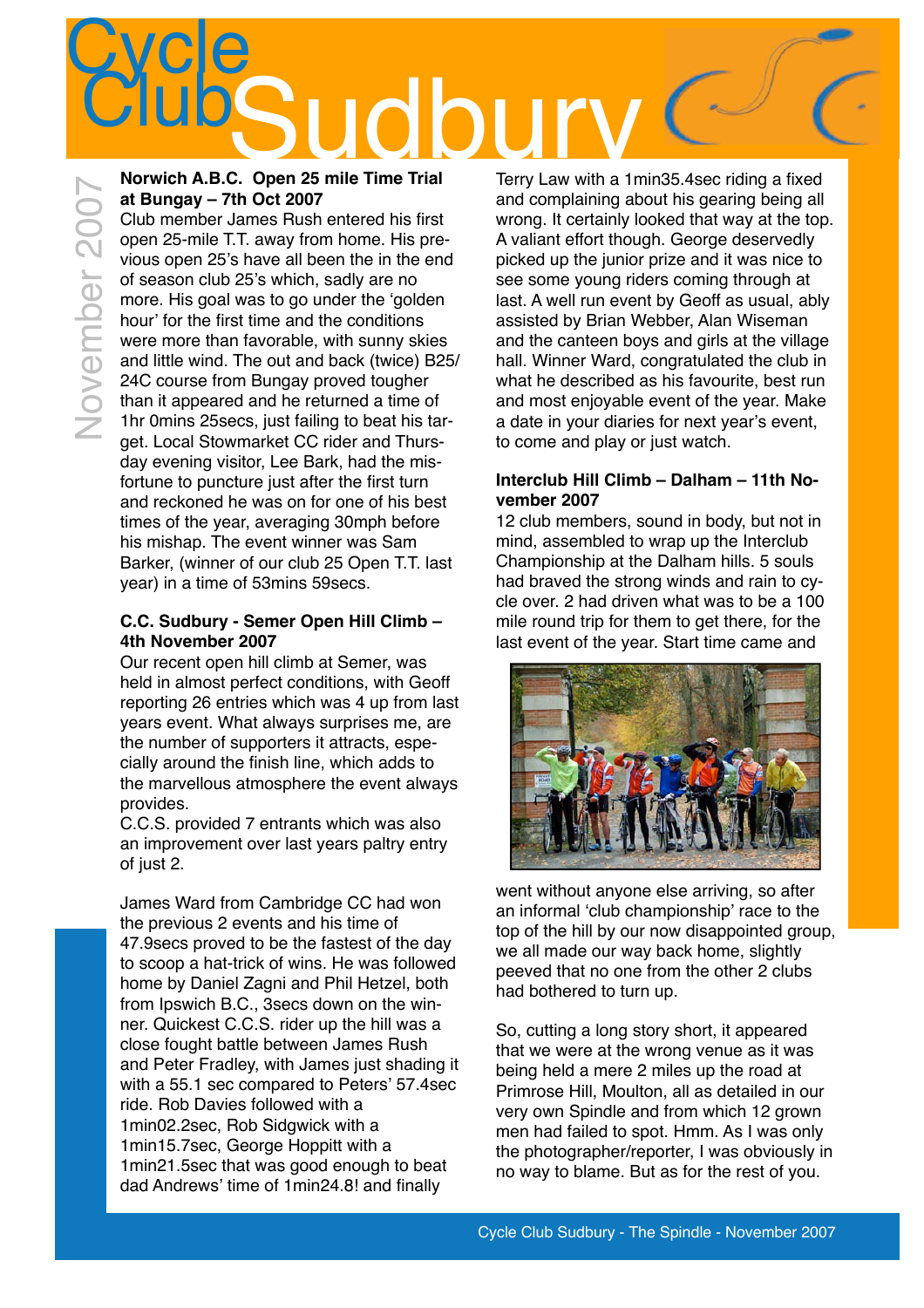# Cycle Club Sudbury

November 2007

### Norwich A.B.C. Open 25 mile Time Trial at Bungay – 7th Oct 2007

Club member James Rush entered his first open 25-mile T.T. away from home. His previous open 25's have all been the in the end of season club 25's which, sadly are no more. His goal was to go under the 'golden hour' for the first time and the conditions were more than favorable, with sunny skies and little wind. The out and back (twice) B25/24C course from Bungay proved tougher than it appeared and he returned a time of 1hr 0mins 25secs, just failing to beat his target. Local Stowmarket CC rider and Thursday evening visitor, Lee Bark, had the misfortune to puncture just after the first turn and reckoned he was on for one of his best times of the year, averaging 30mph before his mishap. The event winner was Sam Barker, (winner of our club 25 Open T.T. last year) in a time of 53mins 59secs.

### C.C. Sudbury - Semer Open Hill Climb – 4th November 2007

Our recent open hill climb at Semer, was held in almost perfect conditions, with Geoff reporting 26 entries which was 4 up from last years event. What always surprises me, are the number of supporters it attracts, especially around the finish line, which adds to the marvellous atmosphere the event always provides.

C.C.S. provided 7 entrants which was also an improvement over last years paltry entry of just 2.

James Ward from Cambridge CC had won the previous 2 events and his time of 47.9secs proved to be the fastest of the day to scoop a hat-trick of wins. He was followed home by Daniel Zagni and Phil Hetzel, both from Ipswich B.C., 3secs down on the winner. Quickest C.C.S. rider up the hill was a close fought battle between James Rush and Peter Fradley, with James just shading it with a 55.1 sec compared to Peters' 57.4sec ride. Rob Davies followed with a 1min02.2sec, Rob Sidgwick with a 1min15.7sec, George Hoppitt with a 1min21.5sec that was good enough to beat dad Andrews' time of 1min24.8! and finally Terry Law with a 1min35.4sec riding a fixed and complaining about his gearing being all wrong. It certainly looked that way at the top. A valiant effort though. George deservedly picked up the junior prize and it was nice to see some young riders coming through at last. A well run event by Geoff as usual, ably assisted by Brian Webber, Alan Wiseman and the canteen boys and girls at the village hall. Winner Ward, congratulated the club in what he described as his favourite, best run and most enjoyable event of the year. Make a date in your diaries for next year's event, to come and play or just watch.

### Interclub Hill Climb – Dalham – 11th November 2007

12 club members, sound in body, but not in mind, assembled to wrap up the Interclub Championship at the Dalham hills. 5 souls had braved the strong winds and rain to cycle over. 2 had driven what was to be a 100 mile round trip for them to get there, for the last event of the year. Start time came and went without anyone else arriving, so after an informal 'club championship' race to the top of the hill by our now disappointed group, we all made our way back home, slightly peeved that no one from the other 2 clubs had bothered to turn up.

So, cutting a long story short, it appeared that we were at the wrong venue as it was being held a mere 2 miles up the road at Primrose Hill, Moulton, all as detailed in our very own Spindle and from which 12 grown men had failed to spot. Hmm. As I was only the photographer/reporter, I was obviously in no way to blame. But as for the rest of you.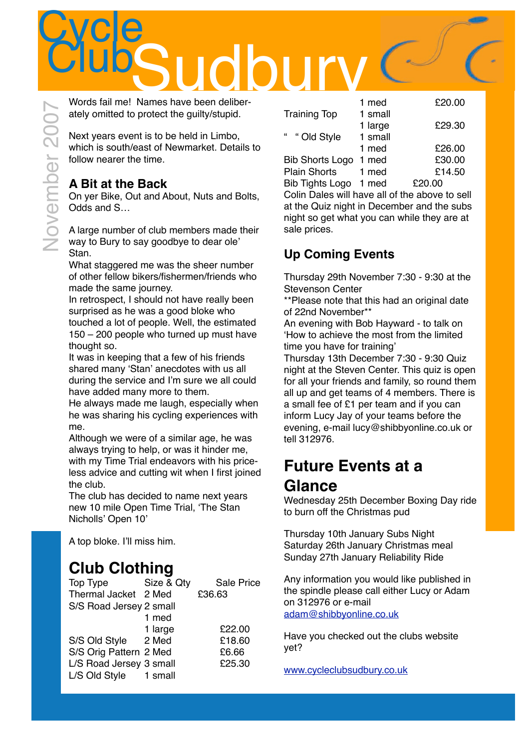# Cycle Club Sudbury

November 2007

Words fail me! Names have been deliberately omitted to protect the guilty/stupid.

Next years event is to be held in Limbo, which is south/east of Newmarket. Details to follow nearer the time.

## A Bit at the Back

On yer Bike, Out and About, Nuts and Bolts, Odds and S…

A large number of club members made their way to Bury to say goodbye to dear ole' Stan.

What staggered me was the sheer number of other fellow bikers/fishermen/friends who made the same journey.

In retrospect, I should not have really been surprised as he was a good bloke who touched a lot of people. Well, the estimated 150 – 200 people who turned up must have thought so.

It was in keeping that a few of his friends shared many 'Stan' anecdotes with us all during the service and I'm sure we all could have added many more to them.

He always made me laugh, especially when he was sharing his cycling experiences with me.

Although we were of a similar age, he was always trying to help, or was it hinder me, with my Time Trial endeavors with his priceless advice and cutting wit when I first joined the club.

The club has decided to name next years new 10 mile Open Time Trial, 'The Stan Nicholls' Open 10'

A top bloke. I'll miss him.

## Club Clothing

| Top Type | Size & Qty | Sale Price |
|---|---|---|
| Thermal Jacket | 2 Med | £36.63 |
| S/S Road Jersey | 2 small | |
| | 1 med | |
| | 1 large | £22.00 |
| S/S Old Style | 2 Med | £18.60 |
| S/S Orig Pattern | 2 Med | £6.66 |
| L/S Road Jersey | 3 small | £25.30 |
| L/S Old Style | 1 small | |
| | 1 med | £20.00 |
| Training Top | 1 small | |
| | 1 large | £29.30 |
| " " Old Style | 1 small | |
| | 1 med | £26.00 |
| Bib Shorts Logo | 1 med | £30.00 |
| Plain Shorts | 1 med | £14.50 |
| Bib Tights Logo | 1 med | £20.00 |

Colin Dales will have all of the above to sell at the Quiz night in December and the subs night so get what you can while they are at sale prices.

## Up Coming Events

Thursday 29th November 7:30 - 9:30 at the Stevenson Center

**Please note that this had an original date of 22nd November**

An evening with Bob Hayward - to talk on 'How to achieve the most from the limited time you have for training'

Thursday 13th December 7:30 - 9:30 Quiz night at the Steven Center. This quiz is open for all your friends and family, so round them all up and get teams of 4 members. There is a small fee of £1 per team and if you can inform Lucy Jay of your teams before the evening, e-mail lucy@shibbyonline.co.uk or tell 312976.

## Future Events at a Glance

Wednesday 25th December Boxing Day ride to burn off the Christmas pud

Thursday 10th January Subs Night
Saturday 26th January Christmas meal
Sunday 27th January Reliability Ride

Any information you would like published in the spindle please call either Lucy or Adam on 312976 or e-mail adam@shibbyonline.co.uk

Have you checked out the clubs website yet?

www.cycleclubsudbury.co.uk